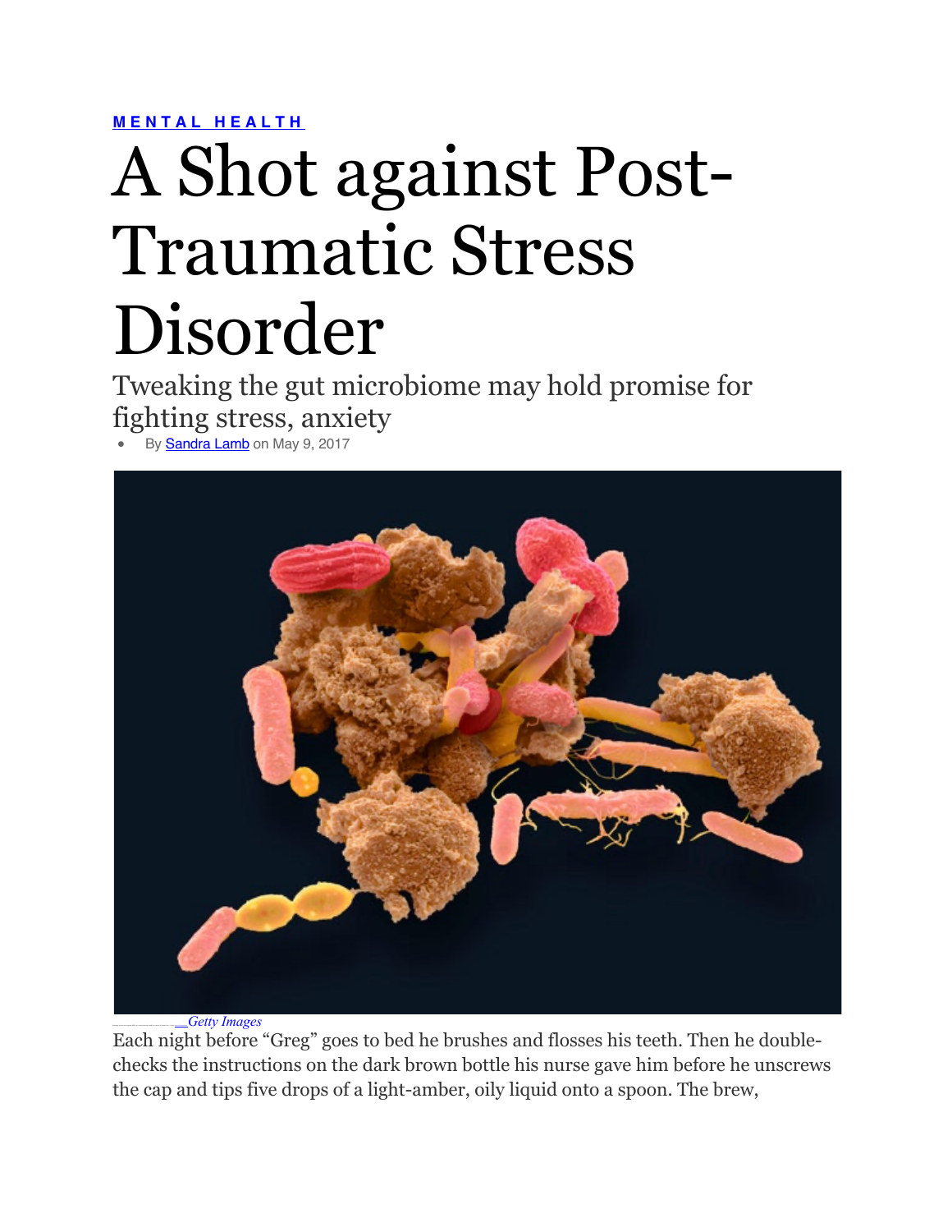MENTAL HEALTH

# A Shot against Post-Traumatic Stress Disorder

## Tweaking the gut microbiome may hold promise for fighting stress, anxiety

- By Sandra Lamb on May 9, 2017

Getty Images

Each night before "Greg" goes to bed he brushes and flosses his teeth. Then he double-checks the instructions on the dark brown bottle his nurse gave him before he unscrews the cap and tips five drops of a light-amber, oily liquid onto a spoon. The brew,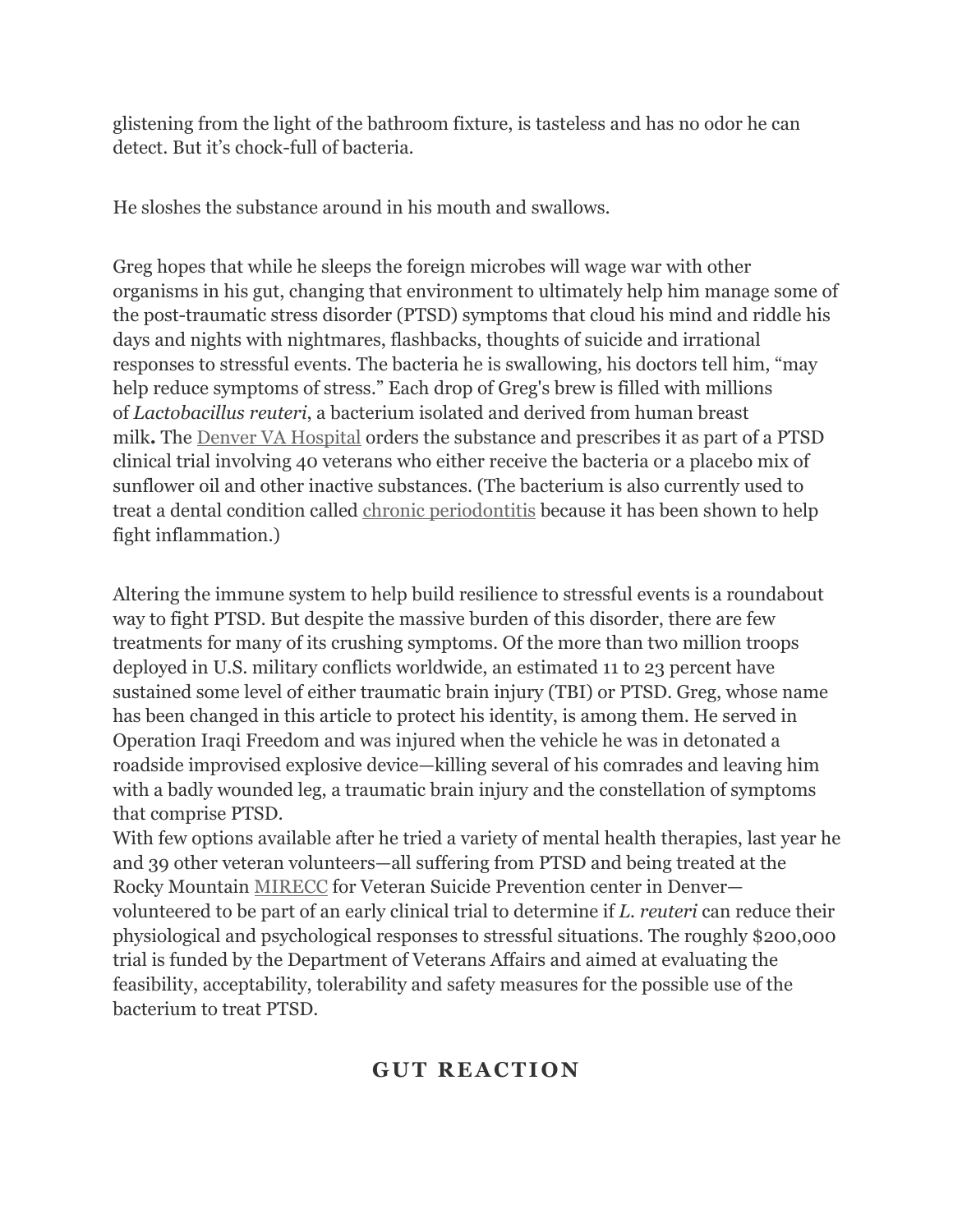glistening from the light of the bathroom fixture, is tasteless and has no odor he can detect. But it's chock-full of bacteria.

He sloshes the substance around in his mouth and swallows.

Greg hopes that while he sleeps the foreign microbes will wage war with other organisms in his gut, changing that environment to ultimately help him manage some of the post-traumatic stress disorder (PTSD) symptoms that cloud his mind and riddle his days and nights with nightmares, flashbacks, thoughts of suicide and irrational responses to stressful events. The bacteria he is swallowing, his doctors tell him, "may help reduce symptoms of stress." Each drop of Greg's brew is filled with millions of *Lactobacillus reuteri*, a bacterium isolated and derived from human breast milk**.** The Denver VA Hospital orders the substance and prescribes it as part of a PTSD clinical trial involving 40 veterans who either receive the bacteria or a placebo mix of sunflower oil and other inactive substances. (The bacterium is also currently used to treat a dental condition called chronic periodontitis because it has been shown to help fight inflammation.)

Altering the immune system to help build resilience to stressful events is a roundabout way to fight PTSD. But despite the massive burden of this disorder, there are few treatments for many of its crushing symptoms. Of the more than two million troops deployed in U.S. military conflicts worldwide, an estimated 11 to 23 percent have sustained some level of either traumatic brain injury (TBI) or PTSD. Greg, whose name has been changed in this article to protect his identity, is among them. He served in Operation Iraqi Freedom and was injured when the vehicle he was in detonated a roadside improvised explosive device—killing several of his comrades and leaving him with a badly wounded leg, a traumatic brain injury and the constellation of symptoms that comprise PTSD.

With few options available after he tried a variety of mental health therapies, last year he and 39 other veteran volunteers—all suffering from PTSD and being treated at the Rocky Mountain MIRECC for Veteran Suicide Prevention center in Denver—volunteered to be part of an early clinical trial to determine if *L. reuteri* can reduce their physiological and psychological responses to stressful situations. The roughly $200,000 trial is funded by the Department of Veterans Affairs and aimed at evaluating the feasibility, acceptability, tolerability and safety measures for the possible use of the bacterium to treat PTSD.

## GUT REACTION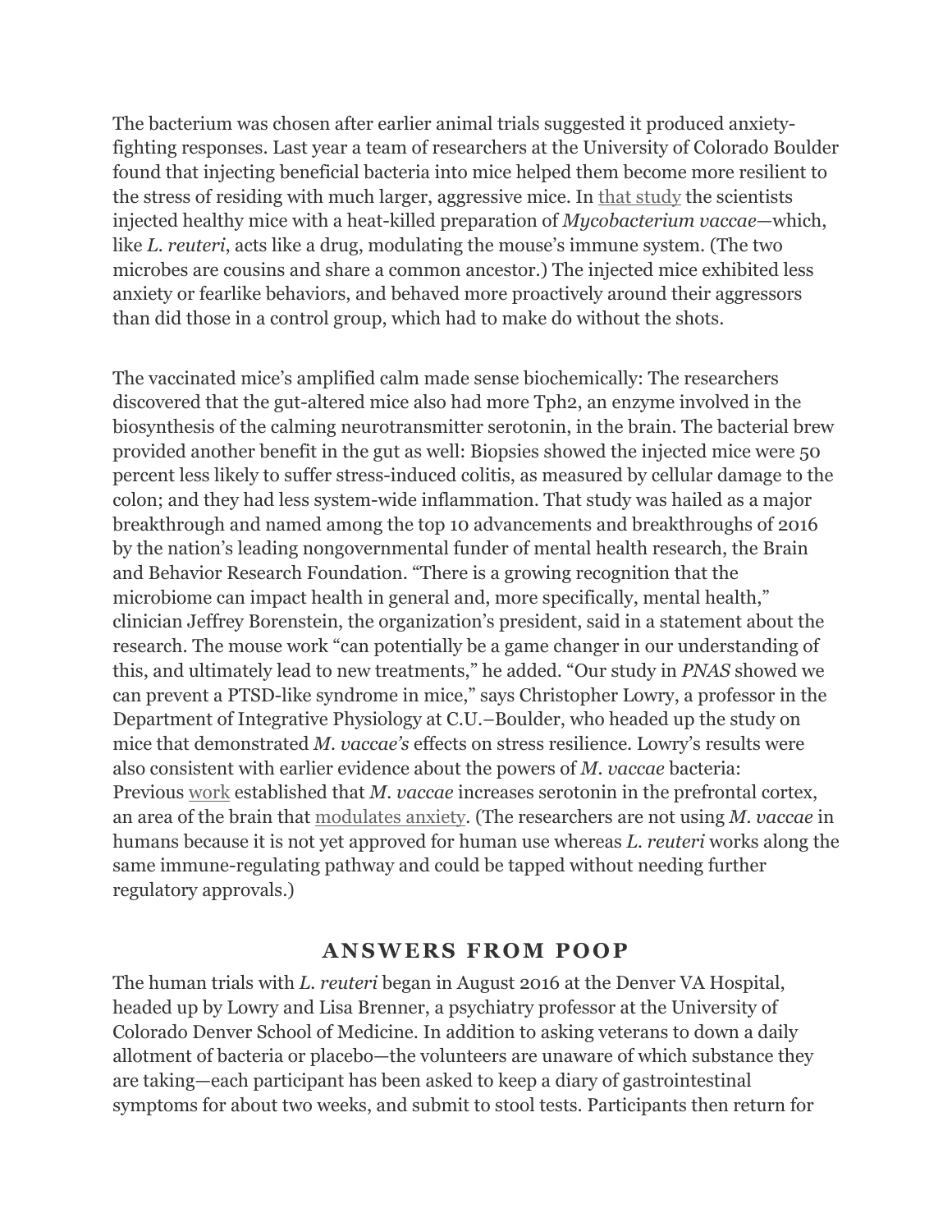The bacterium was chosen after earlier animal trials suggested it produced anxiety-fighting responses. Last year a team of researchers at the University of Colorado Boulder found that injecting beneficial bacteria into mice helped them become more resilient to the stress of residing with much larger, aggressive mice. In that study the scientists injected healthy mice with a heat-killed preparation of *Mycobacterium vaccae*—which, like *L. reuteri*, acts like a drug, modulating the mouse's immune system. (The two microbes are cousins and share a common ancestor.) The injected mice exhibited less anxiety or fearlike behaviors, and behaved more proactively around their aggressors than did those in a control group, which had to make do without the shots.

The vaccinated mice's amplified calm made sense biochemically: The researchers discovered that the gut-altered mice also had more Tph2, an enzyme involved in the biosynthesis of the calming neurotransmitter serotonin, in the brain. The bacterial brew provided another benefit in the gut as well: Biopsies showed the injected mice were 50 percent less likely to suffer stress-induced colitis, as measured by cellular damage to the colon; and they had less system-wide inflammation. That study was hailed as a major breakthrough and named among the top 10 advancements and breakthroughs of 2016 by the nation's leading nongovernmental funder of mental health research, the Brain and Behavior Research Foundation. "There is a growing recognition that the microbiome can impact health in general and, more specifically, mental health," clinician Jeffrey Borenstein, the organization's president, said in a statement about the research. The mouse work "can potentially be a game changer in our understanding of this, and ultimately lead to new treatments," he added. "Our study in *PNAS* showed we can prevent a PTSD-like syndrome in mice," says Christopher Lowry, a professor in the Department of Integrative Physiology at C.U.–Boulder, who headed up the study on mice that demonstrated *M. vaccae's* effects on stress resilience. Lowry's results were also consistent with earlier evidence about the powers of *M. vaccae* bacteria: Previous work established that *M. vaccae* increases serotonin in the prefrontal cortex, an area of the brain that modulates anxiety. (The researchers are not using *M. vaccae* in humans because it is not yet approved for human use whereas *L. reuteri* works along the same immune-regulating pathway and could be tapped without needing further regulatory approvals.)

## ANSWERS FROM POOP

The human trials with *L. reuteri* began in August 2016 at the Denver VA Hospital, headed up by Lowry and Lisa Brenner, a psychiatry professor at the University of Colorado Denver School of Medicine. In addition to asking veterans to down a daily allotment of bacteria or placebo—the volunteers are unaware of which substance they are taking—each participant has been asked to keep a diary of gastrointestinal symptoms for about two weeks, and submit to stool tests. Participants then return for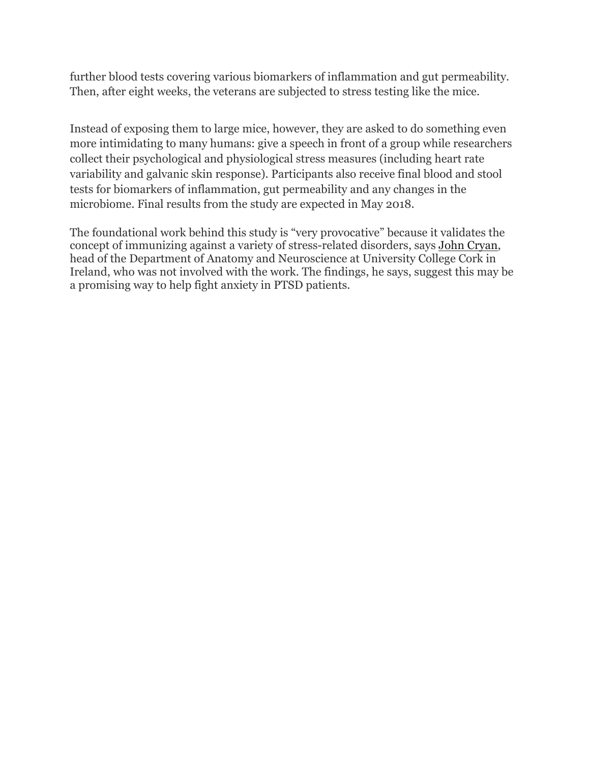further blood tests covering various biomarkers of inflammation and gut permeability. Then, after eight weeks, the veterans are subjected to stress testing like the mice.

Instead of exposing them to large mice, however, they are asked to do something even more intimidating to many humans: give a speech in front of a group while researchers collect their psychological and physiological stress measures (including heart rate variability and galvanic skin response). Participants also receive final blood and stool tests for biomarkers of inflammation, gut permeability and any changes in the microbiome. Final results from the study are expected in May 2018.

The foundational work behind this study is "very provocative" because it validates the concept of immunizing against a variety of stress-related disorders, says John Cryan, head of the Department of Anatomy and Neuroscience at University College Cork in Ireland, who was not involved with the work. The findings, he says, suggest this may be a promising way to help fight anxiety in PTSD patients.